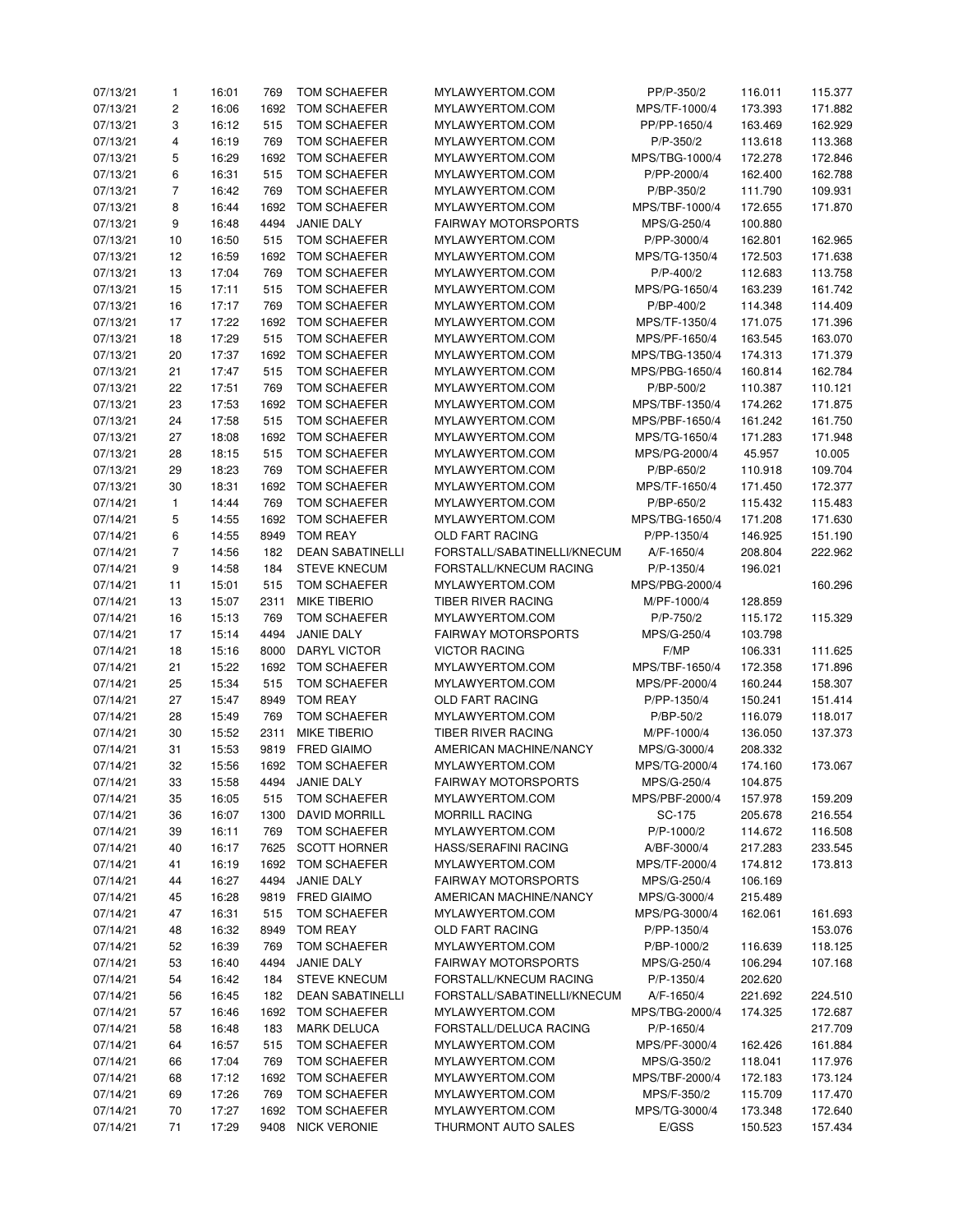| | | | | | | | | |
|---|---|---|---|---|---|---|---|---|
| 07/13/21 | 1 | 16:01 | 769 | TOM SCHAEFER | MYLAWYERTOM.COM | PP/P-350/2 | 116.011 | 115.377 |
| 07/13/21 | 2 | 16:06 | 1692 | TOM SCHAEFER | MYLAWYERTOM.COM | MPS/TF-1000/4 | 173.393 | 171.882 |
| 07/13/21 | 3 | 16:12 | 515 | TOM SCHAEFER | MYLAWYERTOM.COM | PP/PP-1650/4 | 163.469 | 162.929 |
| 07/13/21 | 4 | 16:19 | 769 | TOM SCHAEFER | MYLAWYERTOM.COM | P/P-350/2 | 113.618 | 113.368 |
| 07/13/21 | 5 | 16:29 | 1692 | TOM SCHAEFER | MYLAWYERTOM.COM | MPS/TBG-1000/4 | 172.278 | 172.846 |
| 07/13/21 | 6 | 16:31 | 515 | TOM SCHAEFER | MYLAWYERTOM.COM | P/PP-2000/4 | 162.400 | 162.788 |
| 07/13/21 | 7 | 16:42 | 769 | TOM SCHAEFER | MYLAWYERTOM.COM | P/BP-350/2 | 111.790 | 109.931 |
| 07/13/21 | 8 | 16:44 | 1692 | TOM SCHAEFER | MYLAWYERTOM.COM | MPS/TBF-1000/4 | 172.655 | 171.870 |
| 07/13/21 | 9 | 16:48 | 4494 | JANIE DALY | FAIRWAY MOTORSPORTS | MPS/G-250/4 | 100.880 | |
| 07/13/21 | 10 | 16:50 | 515 | TOM SCHAEFER | MYLAWYERTOM.COM | P/PP-3000/4 | 162.801 | 162.965 |
| 07/13/21 | 12 | 16:59 | 1692 | TOM SCHAEFER | MYLAWYERTOM.COM | MPS/TG-1350/4 | 172.503 | 171.638 |
| 07/13/21 | 13 | 17:04 | 769 | TOM SCHAEFER | MYLAWYERTOM.COM | P/P-400/2 | 112.683 | 113.758 |
| 07/13/21 | 15 | 17:11 | 515 | TOM SCHAEFER | MYLAWYERTOM.COM | MPS/PG-1650/4 | 163.239 | 161.742 |
| 07/13/21 | 16 | 17:17 | 769 | TOM SCHAEFER | MYLAWYERTOM.COM | P/BP-400/2 | 114.348 | 114.409 |
| 07/13/21 | 17 | 17:22 | 1692 | TOM SCHAEFER | MYLAWYERTOM.COM | MPS/TF-1350/4 | 171.075 | 171.396 |
| 07/13/21 | 18 | 17:29 | 515 | TOM SCHAEFER | MYLAWYERTOM.COM | MPS/PF-1650/4 | 163.545 | 163.070 |
| 07/13/21 | 20 | 17:37 | 1692 | TOM SCHAEFER | MYLAWYERTOM.COM | MPS/TBG-1350/4 | 174.313 | 171.379 |
| 07/13/21 | 21 | 17:47 | 515 | TOM SCHAEFER | MYLAWYERTOM.COM | MPS/PBG-1650/4 | 160.814 | 162.784 |
| 07/13/21 | 22 | 17:51 | 769 | TOM SCHAEFER | MYLAWYERTOM.COM | P/BP-500/2 | 110.387 | 110.121 |
| 07/13/21 | 23 | 17:53 | 1692 | TOM SCHAEFER | MYLAWYERTOM.COM | MPS/TBF-1350/4 | 174.262 | 171.875 |
| 07/13/21 | 24 | 17:58 | 515 | TOM SCHAEFER | MYLAWYERTOM.COM | MPS/PBF-1650/4 | 161.242 | 161.750 |
| 07/13/21 | 27 | 18:08 | 1692 | TOM SCHAEFER | MYLAWYERTOM.COM | MPS/TG-1650/4 | 171.283 | 171.948 |
| 07/13/21 | 28 | 18:15 | 515 | TOM SCHAEFER | MYLAWYERTOM.COM | MPS/PG-2000/4 | 45.957 | 10.005 |
| 07/13/21 | 29 | 18:23 | 769 | TOM SCHAEFER | MYLAWYERTOM.COM | P/BP-650/2 | 110.918 | 109.704 |
| 07/13/21 | 30 | 18:31 | 1692 | TOM SCHAEFER | MYLAWYERTOM.COM | MPS/TF-1650/4 | 171.450 | 172.377 |
| 07/14/21 | 1 | 14:44 | 769 | TOM SCHAEFER | MYLAWYERTOM.COM | P/BP-650/2 | 115.432 | 115.483 |
| 07/14/21 | 5 | 14:55 | 1692 | TOM SCHAEFER | MYLAWYERTOM.COM | MPS/TBG-1650/4 | 171.208 | 171.630 |
| 07/14/21 | 6 | 14:55 | 8949 | TOM REAY | OLD FART RACING | P/PP-1350/4 | 146.925 | 151.190 |
| 07/14/21 | 7 | 14:56 | 182 | DEAN SABATINELLI | FORSTALL/SABATINELLI/KNECUM | A/F-1650/4 | 208.804 | 222.962 |
| 07/14/21 | 9 | 14:58 | 184 | STEVE KNECUM | FORSTALL/KNECUM RACING | P/P-1350/4 | 196.021 | |
| 07/14/21 | 11 | 15:01 | 515 | TOM SCHAEFER | MYLAWYERTOM.COM | MPS/PBG-2000/4 | | 160.296 |
| 07/14/21 | 13 | 15:07 | 2311 | MIKE TIBERIO | TIBER RIVER RACING | M/PF-1000/4 | 128.859 | |
| 07/14/21 | 16 | 15:13 | 769 | TOM SCHAEFER | MYLAWYERTOM.COM | P/P-750/2 | 115.172 | 115.329 |
| 07/14/21 | 17 | 15:14 | 4494 | JANIE DALY | FAIRWAY MOTORSPORTS | MPS/G-250/4 | 103.798 | |
| 07/14/21 | 18 | 15:16 | 8000 | DARYL VICTOR | VICTOR RACING | F/MP | 106.331 | 111.625 |
| 07/14/21 | 21 | 15:22 | 1692 | TOM SCHAEFER | MYLAWYERTOM.COM | MPS/TBF-1650/4 | 172.358 | 171.896 |
| 07/14/21 | 25 | 15:34 | 515 | TOM SCHAEFER | MYLAWYERTOM.COM | MPS/PF-2000/4 | 160.244 | 158.307 |
| 07/14/21 | 27 | 15:47 | 8949 | TOM REAY | OLD FART RACING | P/PP-1350/4 | 150.241 | 151.414 |
| 07/14/21 | 28 | 15:49 | 769 | TOM SCHAEFER | MYLAWYERTOM.COM | P/BP-50/2 | 116.079 | 118.017 |
| 07/14/21 | 30 | 15:52 | 2311 | MIKE TIBERIO | TIBER RIVER RACING | M/PF-1000/4 | 136.050 | 137.373 |
| 07/14/21 | 31 | 15:53 | 9819 | FRED GIAIMO | AMERICAN MACHINE/NANCY | MPS/G-3000/4 | 208.332 | |
| 07/14/21 | 32 | 15:56 | 1692 | TOM SCHAEFER | MYLAWYERTOM.COM | MPS/TG-2000/4 | 174.160 | 173.067 |
| 07/14/21 | 33 | 15:58 | 4494 | JANIE DALY | FAIRWAY MOTORSPORTS | MPS/G-250/4 | 104.875 | |
| 07/14/21 | 35 | 16:05 | 515 | TOM SCHAEFER | MYLAWYERTOM.COM | MPS/PBF-2000/4 | 157.978 | 159.209 |
| 07/14/21 | 36 | 16:07 | 1300 | DAVID MORRILL | MORRILL RACING | SC-175 | 205.678 | 216.554 |
| 07/14/21 | 39 | 16:11 | 769 | TOM SCHAEFER | MYLAWYERTOM.COM | P/P-1000/2 | 114.672 | 116.508 |
| 07/14/21 | 40 | 16:17 | 7625 | SCOTT HORNER | HASS/SERAFINI RACING | A/BF-3000/4 | 217.283 | 233.545 |
| 07/14/21 | 41 | 16:19 | 1692 | TOM SCHAEFER | MYLAWYERTOM.COM | MPS/TF-2000/4 | 174.812 | 173.813 |
| 07/14/21 | 44 | 16:27 | 4494 | JANIE DALY | FAIRWAY MOTORSPORTS | MPS/G-250/4 | 106.169 | |
| 07/14/21 | 45 | 16:28 | 9819 | FRED GIAIMO | AMERICAN MACHINE/NANCY | MPS/G-3000/4 | 215.489 | |
| 07/14/21 | 47 | 16:31 | 515 | TOM SCHAEFER | MYLAWYERTOM.COM | MPS/PG-3000/4 | 162.061 | 161.693 |
| 07/14/21 | 48 | 16:32 | 8949 | TOM REAY | OLD FART RACING | P/PP-1350/4 | | 153.076 |
| 07/14/21 | 52 | 16:39 | 769 | TOM SCHAEFER | MYLAWYERTOM.COM | P/BP-1000/2 | 116.639 | 118.125 |
| 07/14/21 | 53 | 16:40 | 4494 | JANIE DALY | FAIRWAY MOTORSPORTS | MPS/G-250/4 | 106.294 | 107.168 |
| 07/14/21 | 54 | 16:42 | 184 | STEVE KNECUM | FORSTALL/KNECUM RACING | P/P-1350/4 | 202.620 | |
| 07/14/21 | 56 | 16:45 | 182 | DEAN SABATINELLI | FORSTALL/SABATINELLI/KNECUM | A/F-1650/4 | 221.692 | 224.510 |
| 07/14/21 | 57 | 16:46 | 1692 | TOM SCHAEFER | MYLAWYERTOM.COM | MPS/TBG-2000/4 | 174.325 | 172.687 |
| 07/14/21 | 58 | 16:48 | 183 | MARK DELUCA | FORSTALL/DELUCA RACING | P/P-1650/4 | | 217.709 |
| 07/14/21 | 64 | 16:57 | 515 | TOM SCHAEFER | MYLAWYERTOM.COM | MPS/PF-3000/4 | 162.426 | 161.884 |
| 07/14/21 | 66 | 17:04 | 769 | TOM SCHAEFER | MYLAWYERTOM.COM | MPS/G-350/2 | 118.041 | 117.976 |
| 07/14/21 | 68 | 17:12 | 1692 | TOM SCHAEFER | MYLAWYERTOM.COM | MPS/TBF-2000/4 | 172.183 | 173.124 |
| 07/14/21 | 69 | 17:26 | 769 | TOM SCHAEFER | MYLAWYERTOM.COM | MPS/F-350/2 | 115.709 | 117.470 |
| 07/14/21 | 70 | 17:27 | 1692 | TOM SCHAEFER | MYLAWYERTOM.COM | MPS/TG-3000/4 | 173.348 | 172.640 |
| 07/14/21 | 71 | 17:29 | 9408 | NICK VERONIE | THURMONT AUTO SALES | E/GSS | 150.523 | 157.434 |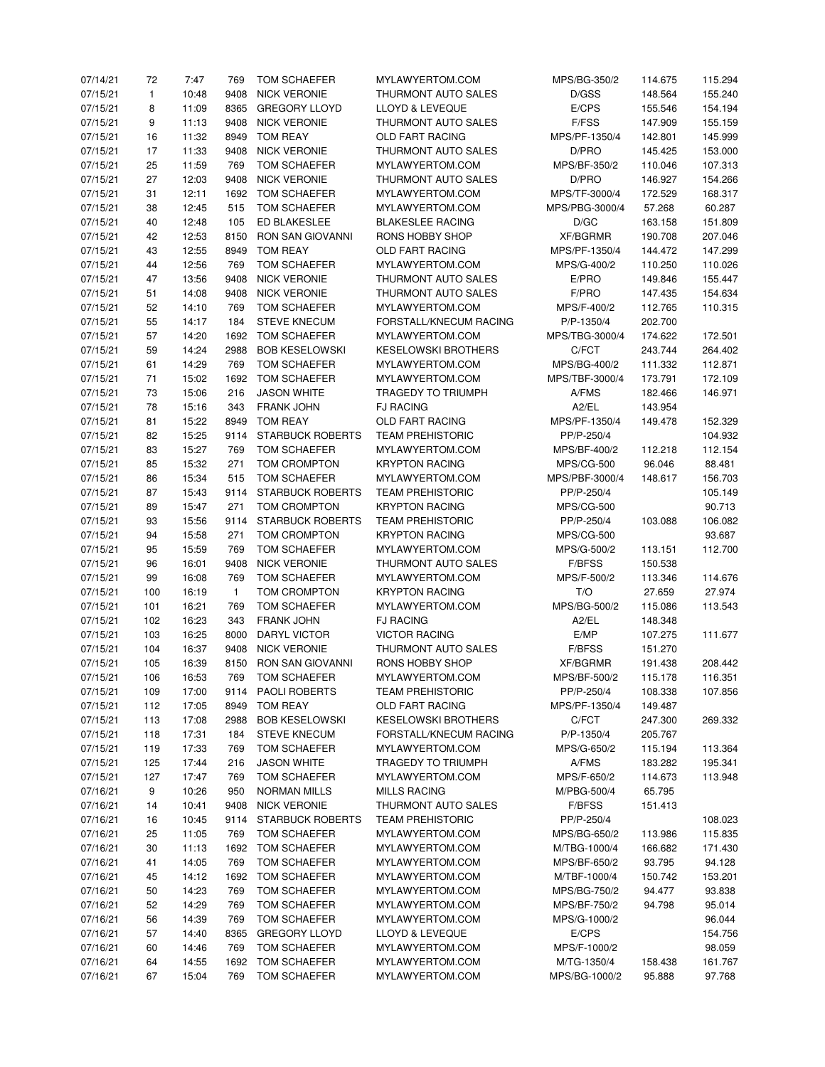| | | | | | | | | |
|---|---|---|---|---|---|---|---|---|
| 07/14/21 | 72 | 7:47 | 769 | TOM SCHAEFER | MYLAWYERTOM.COM | MPS/BG-350/2 | 114.675 | 115.294 |
| 07/15/21 | 1 | 10:48 | 9408 | NICK VERONIE | THURMONT AUTO SALES | D/GSS | 148.564 | 155.240 |
| 07/15/21 | 8 | 11:09 | 8365 | GREGORY LLOYD | LLOYD & LEVEQUE | E/CPS | 155.546 | 154.194 |
| 07/15/21 | 9 | 11:13 | 9408 | NICK VERONIE | THURMONT AUTO SALES | F/FSS | 147.909 | 155.159 |
| 07/15/21 | 16 | 11:32 | 8949 | TOM REAY | OLD FART RACING | MPS/PF-1350/4 | 142.801 | 145.999 |
| 07/15/21 | 17 | 11:33 | 9408 | NICK VERONIE | THURMONT AUTO SALES | D/PRO | 145.425 | 153.000 |
| 07/15/21 | 25 | 11:59 | 769 | TOM SCHAEFER | MYLAWYERTOM.COM | MPS/BF-350/2 | 110.046 | 107.313 |
| 07/15/21 | 27 | 12:03 | 9408 | NICK VERONIE | THURMONT AUTO SALES | D/PRO | 146.927 | 154.266 |
| 07/15/21 | 31 | 12:11 | 1692 | TOM SCHAEFER | MYLAWYERTOM.COM | MPS/TF-3000/4 | 172.529 | 168.317 |
| 07/15/21 | 38 | 12:45 | 515 | TOM SCHAEFER | MYLAWYERTOM.COM | MPS/PBG-3000/4 | 57.268 | 60.287 |
| 07/15/21 | 40 | 12:48 | 105 | ED BLAKESLEE | BLAKESLEE RACING | D/GC | 163.158 | 151.809 |
| 07/15/21 | 42 | 12:53 | 8150 | RON SAN GIOVANNI | RONS HOBBY SHOP | XF/BGRMR | 190.708 | 207.046 |
| 07/15/21 | 43 | 12:55 | 8949 | TOM REAY | OLD FART RACING | MPS/PF-1350/4 | 144.472 | 147.299 |
| 07/15/21 | 44 | 12:56 | 769 | TOM SCHAEFER | MYLAWYERTOM.COM | MPS/G-400/2 | 110.250 | 110.026 |
| 07/15/21 | 47 | 13:56 | 9408 | NICK VERONIE | THURMONT AUTO SALES | E/PRO | 149.846 | 155.447 |
| 07/15/21 | 51 | 14:08 | 9408 | NICK VERONIE | THURMONT AUTO SALES | F/PRO | 147.435 | 154.634 |
| 07/15/21 | 52 | 14:10 | 769 | TOM SCHAEFER | MYLAWYERTOM.COM | MPS/F-400/2 | 112.765 | 110.315 |
| 07/15/21 | 55 | 14:17 | 184 | STEVE KNECUM | FORSTALL/KNECUM RACING | P/P-1350/4 | 202.700 | |
| 07/15/21 | 57 | 14:20 | 1692 | TOM SCHAEFER | MYLAWYERTOM.COM | MPS/TBG-3000/4 | 174.622 | 172.501 |
| 07/15/21 | 59 | 14:24 | 2988 | BOB KESELOWSKI | KESELOWSKI BROTHERS | C/FCT | 243.744 | 264.402 |
| 07/15/21 | 61 | 14:29 | 769 | TOM SCHAEFER | MYLAWYERTOM.COM | MPS/BG-400/2 | 111.332 | 112.871 |
| 07/15/21 | 71 | 15:02 | 1692 | TOM SCHAEFER | MYLAWYERTOM.COM | MPS/TBF-3000/4 | 173.791 | 172.109 |
| 07/15/21 | 73 | 15:06 | 216 | JASON WHITE | TRAGEDY TO TRIUMPH | A/FMS | 182.466 | 146.971 |
| 07/15/21 | 78 | 15:16 | 343 | FRANK JOHN | FJ RACING | A2/EL | 143.954 | |
| 07/15/21 | 81 | 15:22 | 8949 | TOM REAY | OLD FART RACING | MPS/PF-1350/4 | 149.478 | 152.329 |
| 07/15/21 | 82 | 15:25 | 9114 | STARBUCK ROBERTS | TEAM PREHISTORIC | PP/P-250/4 | | 104.932 |
| 07/15/21 | 83 | 15:27 | 769 | TOM SCHAEFER | MYLAWYERTOM.COM | MPS/BF-400/2 | 112.218 | 112.154 |
| 07/15/21 | 85 | 15:32 | 271 | TOM CROMPTON | KRYPTON RACING | MPS/CG-500 | 96.046 | 88.481 |
| 07/15/21 | 86 | 15:34 | 515 | TOM SCHAEFER | MYLAWYERTOM.COM | MPS/PBF-3000/4 | 148.617 | 156.703 |
| 07/15/21 | 87 | 15:43 | 9114 | STARBUCK ROBERTS | TEAM PREHISTORIC | PP/P-250/4 | | 105.149 |
| 07/15/21 | 89 | 15:47 | 271 | TOM CROMPTON | KRYPTON RACING | MPS/CG-500 | | 90.713 |
| 07/15/21 | 93 | 15:56 | 9114 | STARBUCK ROBERTS | TEAM PREHISTORIC | PP/P-250/4 | 103.088 | 106.082 |
| 07/15/21 | 94 | 15:58 | 271 | TOM CROMPTON | KRYPTON RACING | MPS/CG-500 | | 93.687 |
| 07/15/21 | 95 | 15:59 | 769 | TOM SCHAEFER | MYLAWYERTOM.COM | MPS/G-500/2 | 113.151 | 112.700 |
| 07/15/21 | 96 | 16:01 | 9408 | NICK VERONIE | THURMONT AUTO SALES | F/BFSS | 150.538 | |
| 07/15/21 | 99 | 16:08 | 769 | TOM SCHAEFER | MYLAWYERTOM.COM | MPS/F-500/2 | 113.346 | 114.676 |
| 07/15/21 | 100 | 16:19 | 1 | TOM CROMPTON | KRYPTON RACING | T/O | 27.659 | 27.974 |
| 07/15/21 | 101 | 16:21 | 769 | TOM SCHAEFER | MYLAWYERTOM.COM | MPS/BG-500/2 | 115.086 | 113.543 |
| 07/15/21 | 102 | 16:23 | 343 | FRANK JOHN | FJ RACING | A2/EL | 148.348 | |
| 07/15/21 | 103 | 16:25 | 8000 | DARYL VICTOR | VICTOR RACING | E/MP | 107.275 | 111.677 |
| 07/15/21 | 104 | 16:37 | 9408 | NICK VERONIE | THURMONT AUTO SALES | F/BFSS | 151.270 | |
| 07/15/21 | 105 | 16:39 | 8150 | RON SAN GIOVANNI | RONS HOBBY SHOP | XF/BGRMR | 191.438 | 208.442 |
| 07/15/21 | 106 | 16:53 | 769 | TOM SCHAEFER | MYLAWYERTOM.COM | MPS/BF-500/2 | 115.178 | 116.351 |
| 07/15/21 | 109 | 17:00 | 9114 | PAOLI ROBERTS | TEAM PREHISTORIC | PP/P-250/4 | 108.338 | 107.856 |
| 07/15/21 | 112 | 17:05 | 8949 | TOM REAY | OLD FART RACING | MPS/PF-1350/4 | 149.487 | |
| 07/15/21 | 113 | 17:08 | 2988 | BOB KESELOWSKI | KESELOWSKI BROTHERS | C/FCT | 247.300 | 269.332 |
| 07/15/21 | 118 | 17:31 | 184 | STEVE KNECUM | FORSTALL/KNECUM RACING | P/P-1350/4 | 205.767 | |
| 07/15/21 | 119 | 17:33 | 769 | TOM SCHAEFER | MYLAWYERTOM.COM | MPS/G-650/2 | 115.194 | 113.364 |
| 07/15/21 | 125 | 17:44 | 216 | JASON WHITE | TRAGEDY TO TRIUMPH | A/FMS | 183.282 | 195.341 |
| 07/15/21 | 127 | 17:47 | 769 | TOM SCHAEFER | MYLAWYERTOM.COM | MPS/F-650/2 | 114.673 | 113.948 |
| 07/16/21 | 9 | 10:26 | 950 | NORMAN MILLS | MILLS RACING | M/PBG-500/4 | 65.795 | |
| 07/16/21 | 14 | 10:41 | 9408 | NICK VERONIE | THURMONT AUTO SALES | F/BFSS | 151.413 | |
| 07/16/21 | 16 | 10:45 | 9114 | STARBUCK ROBERTS | TEAM PREHISTORIC | PP/P-250/4 | | 108.023 |
| 07/16/21 | 25 | 11:05 | 769 | TOM SCHAEFER | MYLAWYERTOM.COM | MPS/BG-650/2 | 113.986 | 115.835 |
| 07/16/21 | 30 | 11:13 | 1692 | TOM SCHAEFER | MYLAWYERTOM.COM | M/TBG-1000/4 | 166.682 | 171.430 |
| 07/16/21 | 41 | 14:05 | 769 | TOM SCHAEFER | MYLAWYERTOM.COM | MPS/BF-650/2 | 93.795 | 94.128 |
| 07/16/21 | 45 | 14:12 | 1692 | TOM SCHAEFER | MYLAWYERTOM.COM | M/TBF-1000/4 | 150.742 | 153.201 |
| 07/16/21 | 50 | 14:23 | 769 | TOM SCHAEFER | MYLAWYERTOM.COM | MPS/BG-750/2 | 94.477 | 93.838 |
| 07/16/21 | 52 | 14:29 | 769 | TOM SCHAEFER | MYLAWYERTOM.COM | MPS/BF-750/2 | 94.798 | 95.014 |
| 07/16/21 | 56 | 14:39 | 769 | TOM SCHAEFER | MYLAWYERTOM.COM | MPS/G-1000/2 | | 96.044 |
| 07/16/21 | 57 | 14:40 | 8365 | GREGORY LLOYD | LLOYD & LEVEQUE | E/CPS | | 154.756 |
| 07/16/21 | 60 | 14:46 | 769 | TOM SCHAEFER | MYLAWYERTOM.COM | MPS/F-1000/2 | | 98.059 |
| 07/16/21 | 64 | 14:55 | 1692 | TOM SCHAEFER | MYLAWYERTOM.COM | M/TG-1350/4 | 158.438 | 161.767 |
| 07/16/21 | 67 | 15:04 | 769 | TOM SCHAEFER | MYLAWYERTOM.COM | MPS/BG-1000/2 | 95.888 | 97.768 |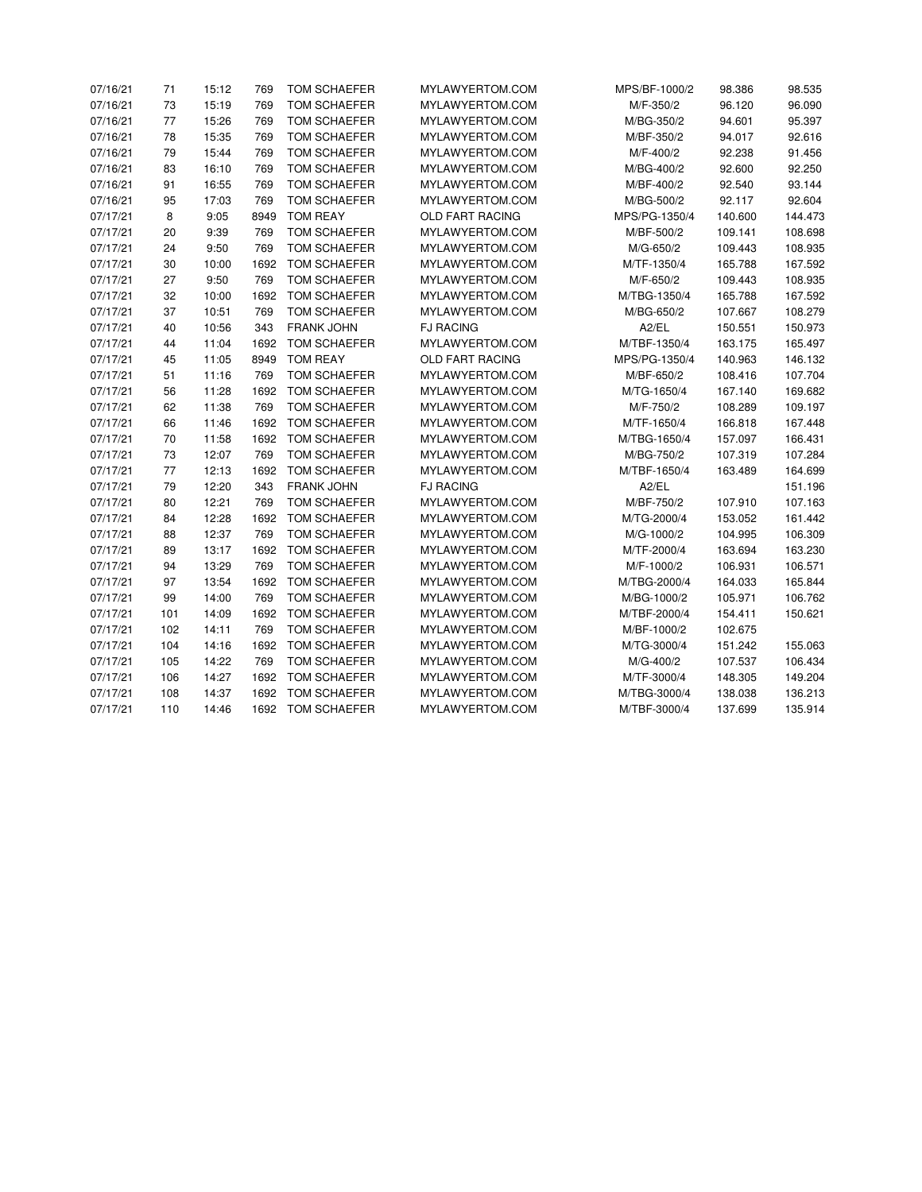| | | | | | | | | |
|---|---|---|---|---|---|---|---|---|
| 07/16/21 | 71 | 15:12 | 769 | TOM SCHAEFER | MYLAWYERTOM.COM | MPS/BF-1000/2 | 98.386 | 98.535 |
| 07/16/21 | 73 | 15:19 | 769 | TOM SCHAEFER | MYLAWYERTOM.COM | M/F-350/2 | 96.120 | 96.090 |
| 07/16/21 | 77 | 15:26 | 769 | TOM SCHAEFER | MYLAWYERTOM.COM | M/BG-350/2 | 94.601 | 95.397 |
| 07/16/21 | 78 | 15:35 | 769 | TOM SCHAEFER | MYLAWYERTOM.COM | M/BF-350/2 | 94.017 | 92.616 |
| 07/16/21 | 79 | 15:44 | 769 | TOM SCHAEFER | MYLAWYERTOM.COM | M/F-400/2 | 92.238 | 91.456 |
| 07/16/21 | 83 | 16:10 | 769 | TOM SCHAEFER | MYLAWYERTOM.COM | M/BG-400/2 | 92.600 | 92.250 |
| 07/16/21 | 91 | 16:55 | 769 | TOM SCHAEFER | MYLAWYERTOM.COM | M/BF-400/2 | 92.540 | 93.144 |
| 07/16/21 | 95 | 17:03 | 769 | TOM SCHAEFER | MYLAWYERTOM.COM | M/BG-500/2 | 92.117 | 92.604 |
| 07/17/21 | 8 | 9:05 | 8949 | TOM REAY | OLD FART RACING | MPS/PG-1350/4 | 140.600 | 144.473 |
| 07/17/21 | 20 | 9:39 | 769 | TOM SCHAEFER | MYLAWYERTOM.COM | M/BF-500/2 | 109.141 | 108.698 |
| 07/17/21 | 24 | 9:50 | 769 | TOM SCHAEFER | MYLAWYERTOM.COM | M/G-650/2 | 109.443 | 108.935 |
| 07/17/21 | 30 | 10:00 | 1692 | TOM SCHAEFER | MYLAWYERTOM.COM | M/TF-1350/4 | 165.788 | 167.592 |
| 07/17/21 | 27 | 9:50 | 769 | TOM SCHAEFER | MYLAWYERTOM.COM | M/F-650/2 | 109.443 | 108.935 |
| 07/17/21 | 32 | 10:00 | 1692 | TOM SCHAEFER | MYLAWYERTOM.COM | M/TBG-1350/4 | 165.788 | 167.592 |
| 07/17/21 | 37 | 10:51 | 769 | TOM SCHAEFER | MYLAWYERTOM.COM | M/BG-650/2 | 107.667 | 108.279 |
| 07/17/21 | 40 | 10:56 | 343 | FRANK JOHN | FJ RACING | A2/EL | 150.551 | 150.973 |
| 07/17/21 | 44 | 11:04 | 1692 | TOM SCHAEFER | MYLAWYERTOM.COM | M/TBF-1350/4 | 163.175 | 165.497 |
| 07/17/21 | 45 | 11:05 | 8949 | TOM REAY | OLD FART RACING | MPS/PG-1350/4 | 140.963 | 146.132 |
| 07/17/21 | 51 | 11:16 | 769 | TOM SCHAEFER | MYLAWYERTOM.COM | M/BF-650/2 | 108.416 | 107.704 |
| 07/17/21 | 56 | 11:28 | 1692 | TOM SCHAEFER | MYLAWYERTOM.COM | M/TG-1650/4 | 167.140 | 169.682 |
| 07/17/21 | 62 | 11:38 | 769 | TOM SCHAEFER | MYLAWYERTOM.COM | M/F-750/2 | 108.289 | 109.197 |
| 07/17/21 | 66 | 11:46 | 1692 | TOM SCHAEFER | MYLAWYERTOM.COM | M/TF-1650/4 | 166.818 | 167.448 |
| 07/17/21 | 70 | 11:58 | 1692 | TOM SCHAEFER | MYLAWYERTOM.COM | M/TBG-1650/4 | 157.097 | 166.431 |
| 07/17/21 | 73 | 12:07 | 769 | TOM SCHAEFER | MYLAWYERTOM.COM | M/BG-750/2 | 107.319 | 107.284 |
| 07/17/21 | 77 | 12:13 | 1692 | TOM SCHAEFER | MYLAWYERTOM.COM | M/TBF-1650/4 | 163.489 | 164.699 |
| 07/17/21 | 79 | 12:20 | 343 | FRANK JOHN | FJ RACING | A2/EL | | 151.196 |
| 07/17/21 | 80 | 12:21 | 769 | TOM SCHAEFER | MYLAWYERTOM.COM | M/BF-750/2 | 107.910 | 107.163 |
| 07/17/21 | 84 | 12:28 | 1692 | TOM SCHAEFER | MYLAWYERTOM.COM | M/TG-2000/4 | 153.052 | 161.442 |
| 07/17/21 | 88 | 12:37 | 769 | TOM SCHAEFER | MYLAWYERTOM.COM | M/G-1000/2 | 104.995 | 106.309 |
| 07/17/21 | 89 | 13:17 | 1692 | TOM SCHAEFER | MYLAWYERTOM.COM | M/TF-2000/4 | 163.694 | 163.230 |
| 07/17/21 | 94 | 13:29 | 769 | TOM SCHAEFER | MYLAWYERTOM.COM | M/F-1000/2 | 106.931 | 106.571 |
| 07/17/21 | 97 | 13:54 | 1692 | TOM SCHAEFER | MYLAWYERTOM.COM | M/TBG-2000/4 | 164.033 | 165.844 |
| 07/17/21 | 99 | 14:00 | 769 | TOM SCHAEFER | MYLAWYERTOM.COM | M/BG-1000/2 | 105.971 | 106.762 |
| 07/17/21 | 101 | 14:09 | 1692 | TOM SCHAEFER | MYLAWYERTOM.COM | M/TBF-2000/4 | 154.411 | 150.621 |
| 07/17/21 | 102 | 14:11 | 769 | TOM SCHAEFER | MYLAWYERTOM.COM | M/BF-1000/2 | 102.675 | |
| 07/17/21 | 104 | 14:16 | 1692 | TOM SCHAEFER | MYLAWYERTOM.COM | M/TG-3000/4 | 151.242 | 155.063 |
| 07/17/21 | 105 | 14:22 | 769 | TOM SCHAEFER | MYLAWYERTOM.COM | M/G-400/2 | 107.537 | 106.434 |
| 07/17/21 | 106 | 14:27 | 1692 | TOM SCHAEFER | MYLAWYERTOM.COM | M/TF-3000/4 | 148.305 | 149.204 |
| 07/17/21 | 108 | 14:37 | 1692 | TOM SCHAEFER | MYLAWYERTOM.COM | M/TBG-3000/4 | 138.038 | 136.213 |
| 07/17/21 | 110 | 14:46 | 1692 | TOM SCHAEFER | MYLAWYERTOM.COM | M/TBF-3000/4 | 137.699 | 135.914 |